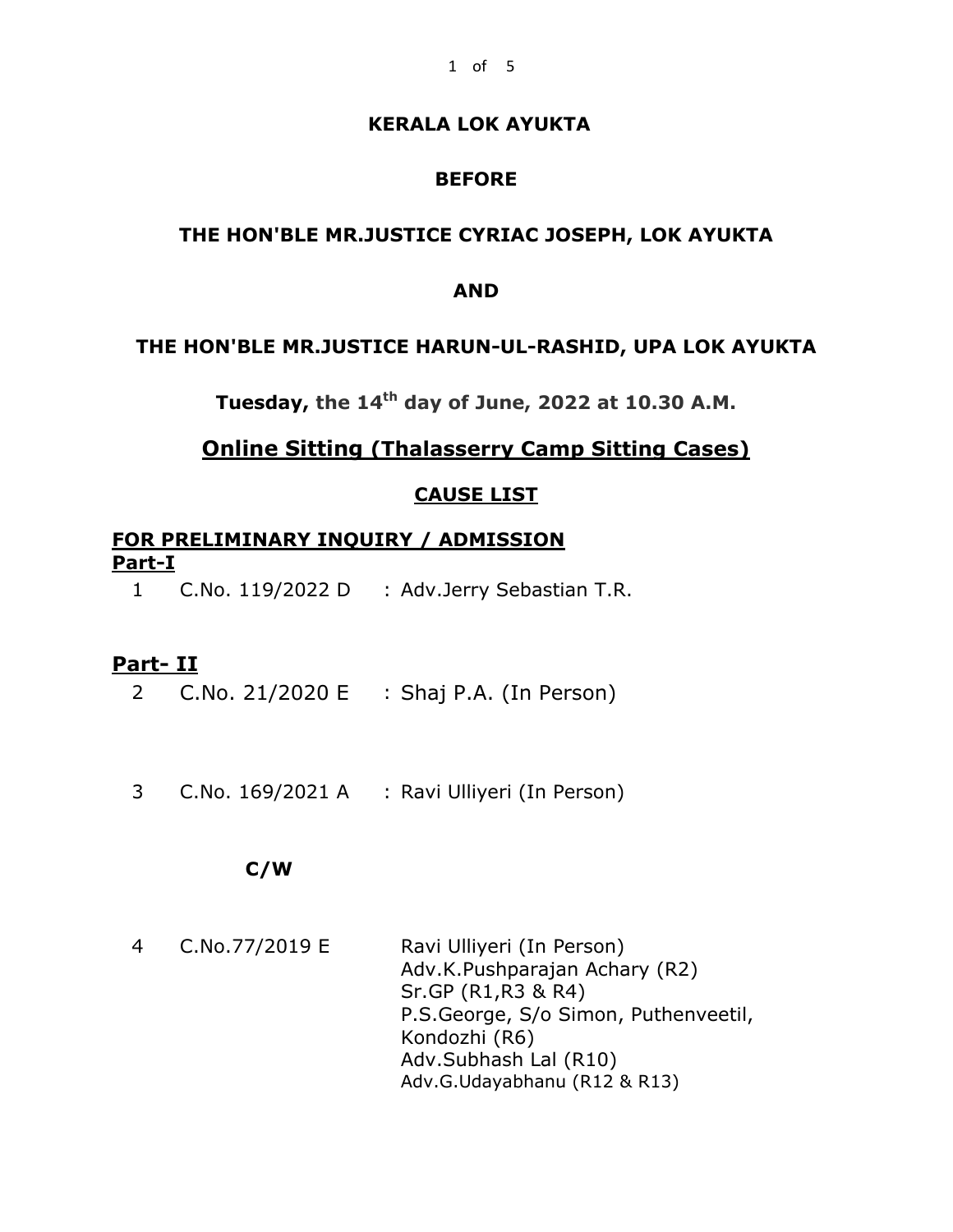**KERALA LOK AYUKTA**

**BEFORE**

**THE HON'BLE MR.JUSTICE CYRIAC JOSEPH, LOK AYUKTA**

**AND**

**THE HON'BLE MR.JUSTICE HARUN-UL-RASHID, UPA LOK AYUKTA**

**Tuesday, the 14th day of June, 2022 at 10.30 A.M.**

## Online Sitting (Thalasserry Camp Sitting Cases)

### CAUSE LIST

**FOR PRELIMINARY INQUIRY / ADMISSION**

**Part-I**

1 C.No. 119/2022 D : Adv.Jerry Sebastian T.R.

**Part- II**

2 C.No. 21/2020 E : Shaj P.A. (In Person)

3 C.No. 169/2021 A : Ravi Ulliyeri (In Person)

**C/W**

4 C.No.77/2019 E

Ravi Ulliyeri (In Person)
Adv.K.Pushparajan Achary (R2)
Sr.GP (R1,R3 & R4)
P.S.George, S/o Simon, Puthenveetil, Kondozhi (R6)
Adv.Subhash Lal (R10)
Adv.G.Udayabhanu (R12 & R13)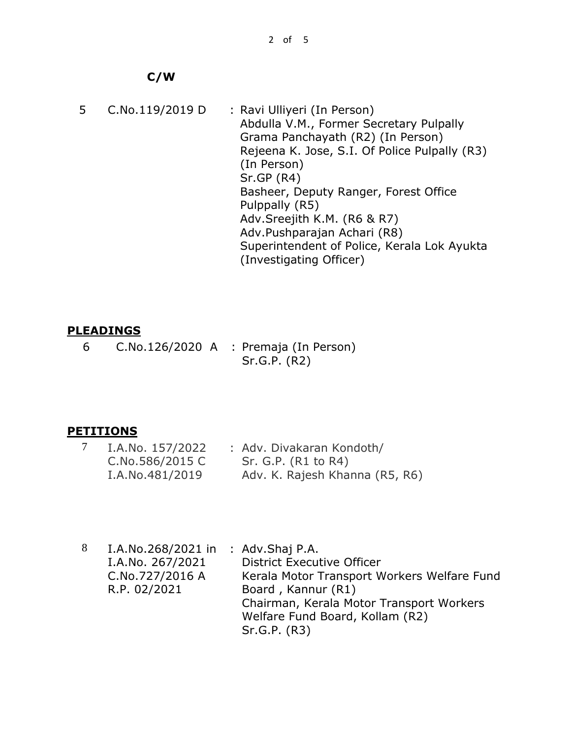**C/W**

| | | |
|---|---|---|
| 5 | C.No.119/2019 D | : Ravi Ulliyeri (In Person)<br>Abdulla V.M., Former Secretary Pulpally Grama Panchayath (R2) (In Person)<br>Rejeena K. Jose, S.I. Of Police Pulpally (R3) (In Person)<br>Sr.GP (R4)<br>Basheer, Deputy Ranger, Forest Office Pulppally (R5)<br>Adv.Sreejith K.M. (R6 & R7)<br>Adv.Pushparajan Achari (R8)<br>Superintendent of Police, Kerala Lok Ayukta (Investigating Officer) |

## PLEADINGS

| | | |
|---|---|---|
| 6 | C.No.126/2020 A | : Premaja (In Person)<br>Sr.G.P. (R2) |

## PETITIONS

| | | |
|---|---|---|
| 7 | I.A.No. 157/2022<br>C.No.586/2015 C<br>I.A.No.481/2019 | : Adv. Divakaran Kondoth/<br>Sr. G.P. (R1 to R4)<br>Adv. K. Rajesh Khanna (R5, R6) |
| 8 | I.A.No.268/2021 in<br>I.A.No. 267/2021<br>C.No.727/2016 A<br>R.P. 02/2021 | : Adv.Shaj P.A.<br>District Executive Officer<br>Kerala Motor Transport Workers Welfare Fund Board , Kannur (R1)<br>Chairman, Kerala Motor Transport Workers Welfare Fund Board, Kollam (R2)<br>Sr.G.P. (R3) |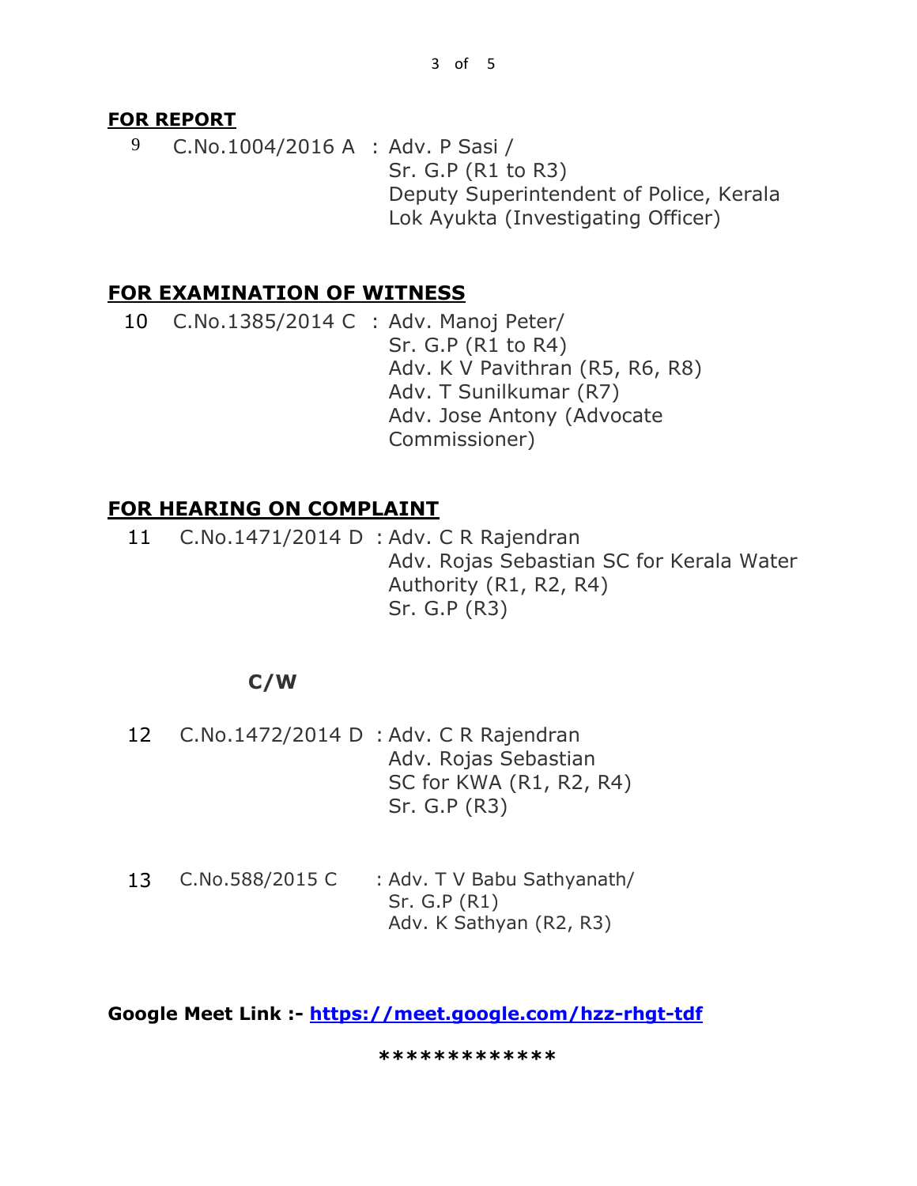**FOR REPORT**

9 C.No.1004/2016 A : Adv. P Sasi /
Sr. G.P (R1 to R3)
Deputy Superintendent of Police, Kerala Lok Ayukta (Investigating Officer)

**FOR EXAMINATION OF WITNESS**

10 C.No.1385/2014 C : Adv. Manoj Peter/
Sr. G.P (R1 to R4)
Adv. K V Pavithran (R5, R6, R8)
Adv. T Sunilkumar (R7)
Adv. Jose Antony (Advocate Commissioner)

**FOR HEARING ON COMPLAINT**

11 C.No.1471/2014 D : Adv. C R Rajendran
Adv. Rojas Sebastian SC for Kerala Water Authority (R1, R2, R4)
Sr. G.P (R3)

**C/W**

12 C.No.1472/2014 D : Adv. C R Rajendran
Adv. Rojas Sebastian
SC for KWA (R1, R2, R4)
Sr. G.P (R3)

13 C.No.588/2015 C : Adv. T V Babu Sathyanath/
Sr. G.P (R1)
Adv. K Sathyan (R2, R3)

**Google Meet Link :- https://meet.google.com/hzz-rhgt-tdf**

*************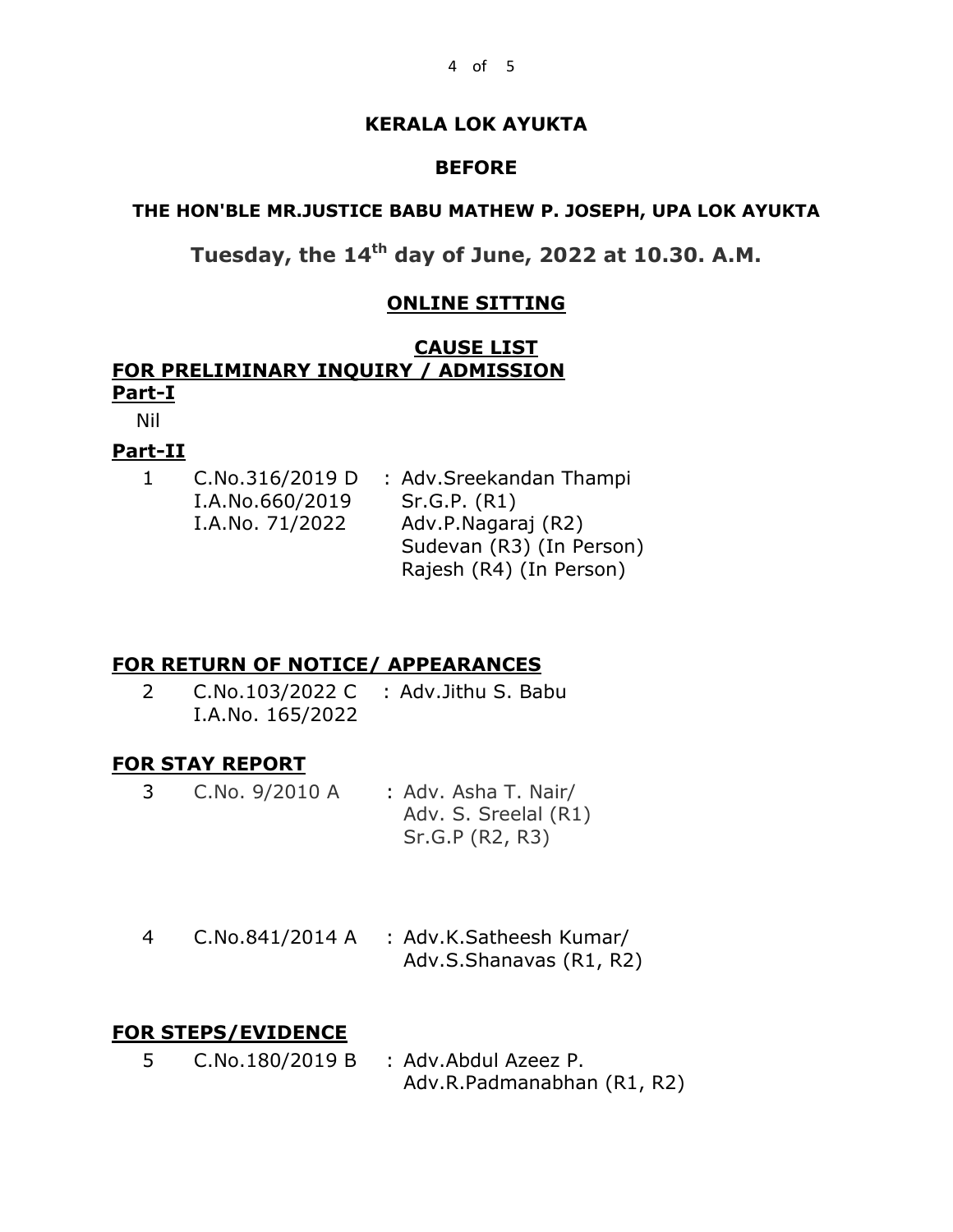**KERALA LOK AYUKTA**

**BEFORE**

**THE HON'BLE MR.JUSTICE BABU MATHEW P. JOSEPH, UPA LOK AYUKTA**

**Tuesday, the 14th day of June, 2022 at 10.30. A.M.**

**ONLINE SITTING**

**CAUSE LIST**

**FOR PRELIMINARY INQUIRY / ADMISSION**

**Part-I**

Nil

**Part-II**

| | | |
|---|---|---|
| 1 | C.No.316/2019 D<br>I.A.No.660/2019<br>I.A.No. 71/2022 | : Adv.Sreekandan Thampi<br>Sr.G.P. (R1)<br>Adv.P.Nagaraj (R2)<br>Sudevan (R3) (In Person)<br>Rajesh (R4) (In Person) |

**FOR RETURN OF NOTICE/ APPEARANCES**

| | | |
|---|---|---|
| 2 | C.No.103/2022 C<br>I.A.No. 165/2022 | : Adv.Jithu S. Babu |

**FOR STAY REPORT**

| | | |
|---|---|---|
| 3 | C.No. 9/2010 A | : Adv. Asha T. Nair/<br>Adv. S. Sreelal (R1)<br>Sr.G.P (R2, R3) |
| 4 | C.No.841/2014 A | : Adv.K.Satheesh Kumar/<br>Adv.S.Shanavas (R1, R2) |

**FOR STEPS/EVIDENCE**

| | | |
|---|---|---|
| 5 | C.No.180/2019 B | : Adv.Abdul Azeez P.<br>Adv.R.Padmanabhan (R1, R2) |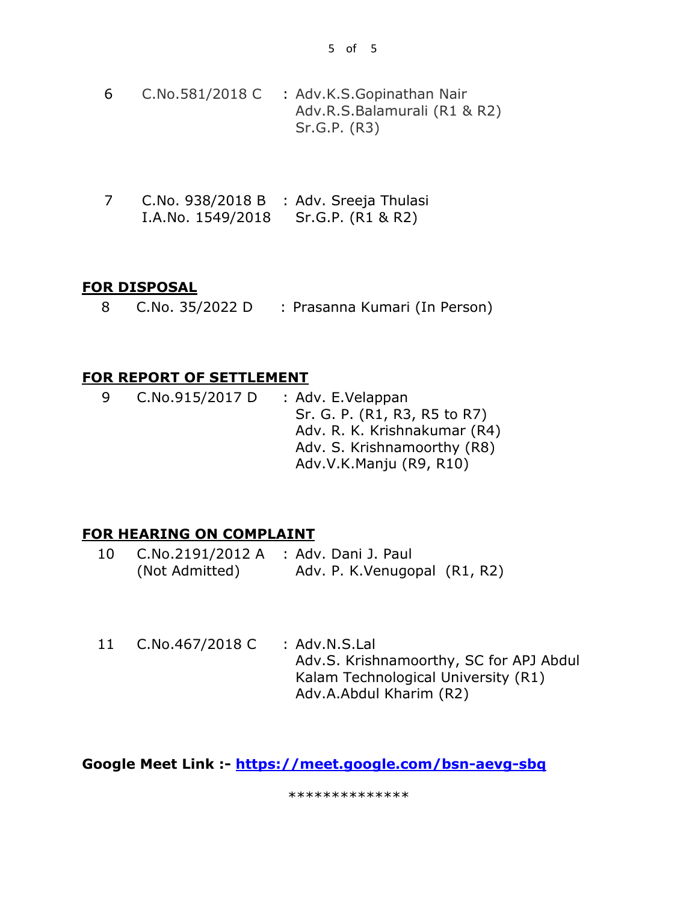| | | |
|---|---|---|
| 6 | C.No.581/2018 C | : Adv.K.S.Gopinathan Nair<br>Adv.R.S.Balamurali (R1 & R2)<br>Sr.G.P. (R3) |
| 7 | C.No. 938/2018 B<br>I.A.No. 1549/2018 | : Adv. Sreeja Thulasi<br>Sr.G.P. (R1 & R2) |

**FOR DISPOSAL**

| | | |
|---|---|---|
| 8 | C.No. 35/2022 D | : Prasanna Kumari (In Person) |

**FOR REPORT OF SETTLEMENT**

| | | |
|---|---|---|
| 9 | C.No.915/2017 D | : Adv. E.Velappan<br>Sr. G. P. (R1, R3, R5 to R7)<br>Adv. R. K. Krishnakumar (R4)<br>Adv. S. Krishnamoorthy (R8)<br>Adv.V.K.Manju (R9, R10) |

**FOR HEARING ON COMPLAINT**

| | | |
|---|---|---|
| 10 | C.No.2191/2012 A<br>(Not Admitted) | : Adv. Dani J. Paul<br>Adv. P. K.Venugopal (R1, R2) |
| 11 | C.No.467/2018 C | : Adv.N.S.Lal<br>Adv.S. Krishnamoorthy, SC for APJ Abdul Kalam Technological University (R1)<br>Adv.A.Abdul Kharim (R2) |

**Google Meet Link :- https://meet.google.com/bsn-aevg-sbq**

**************